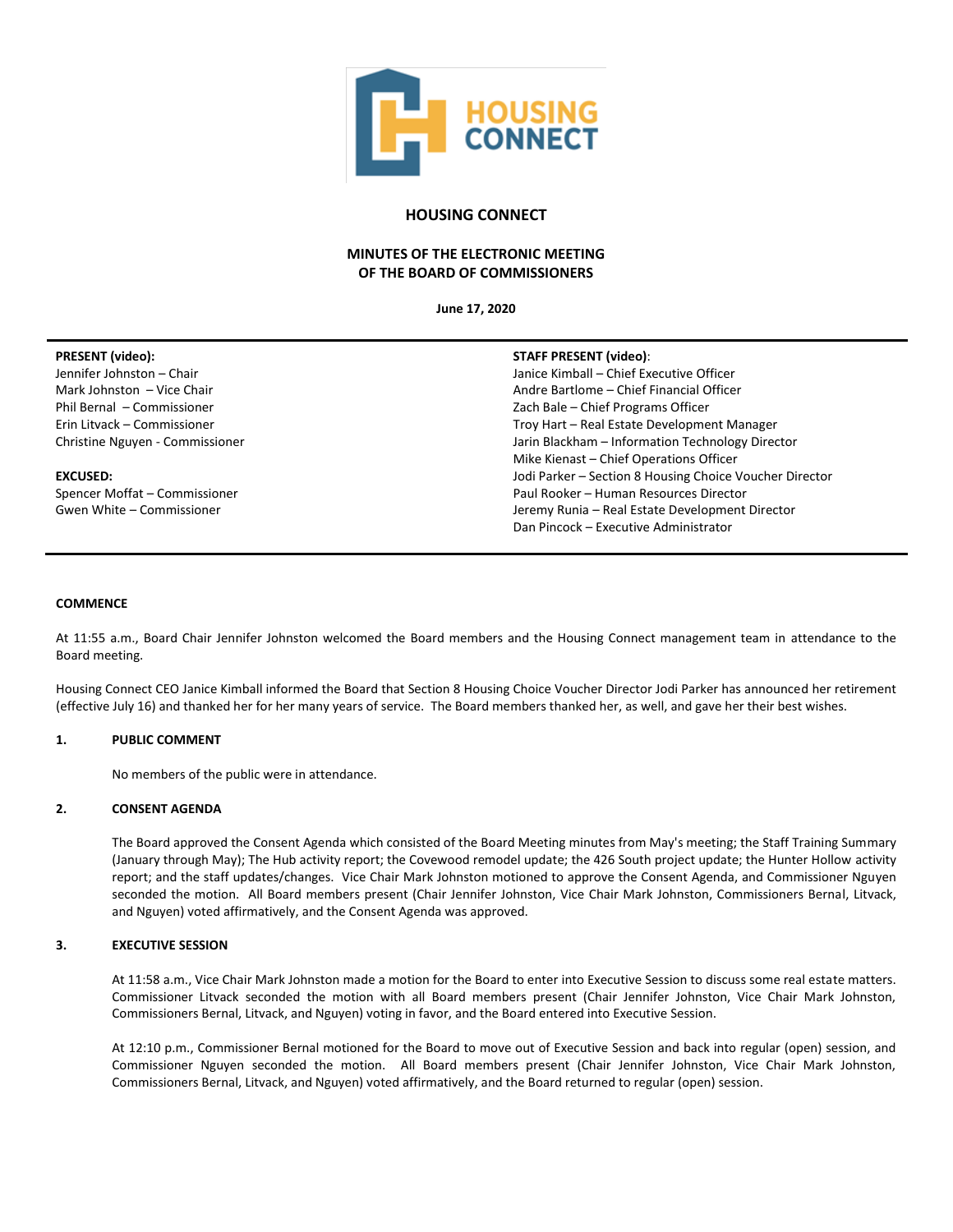# HOUSING CONNECT

## MINUTES OF THE ELECTRONIC MEETING OF THE BOARD OF COMMISSIONERS

**June 17, 2020**

**PRESENT (video):**
Jennifer Johnston – Chair
Mark Johnston – Vice Chair
Phil Bernal – Commissioner
Erin Litvack – Commissioner
Christine Nguyen - Commissioner

**EXCUSED:**
Spencer Moffat – Commissioner
Gwen White – Commissioner

**STAFF PRESENT (video):**
Janice Kimball – Chief Executive Officer
Andre Bartlome – Chief Financial Officer
Zach Bale – Chief Programs Officer
Troy Hart – Real Estate Development Manager
Jarin Blackham – Information Technology Director
Mike Kienast – Chief Operations Officer
Jodi Parker – Section 8 Housing Choice Voucher Director
Paul Rooker – Human Resources Director
Jeremy Runia – Real Estate Development Director
Dan Pincock – Executive Administrator

**COMMENCE**

At 11:55 a.m., Board Chair Jennifer Johnston welcomed the Board members and the Housing Connect management team in attendance to the Board meeting.

Housing Connect CEO Janice Kimball informed the Board that Section 8 Housing Choice Voucher Director Jodi Parker has announced her retirement (effective July 16) and thanked her for her many years of service. The Board members thanked her, as well, and gave her their best wishes.

**1. PUBLIC COMMENT**

No members of the public were in attendance.

**2. CONSENT AGENDA**

The Board approved the Consent Agenda which consisted of the Board Meeting minutes from May's meeting; the Staff Training Summary (January through May); The Hub activity report; the Covewood remodel update; the 426 South project update; the Hunter Hollow activity report; and the staff updates/changes. Vice Chair Mark Johnston motioned to approve the Consent Agenda, and Commissioner Nguyen seconded the motion. All Board members present (Chair Jennifer Johnston, Vice Chair Mark Johnston, Commissioners Bernal, Litvack, and Nguyen) voted affirmatively, and the Consent Agenda was approved.

**3. EXECUTIVE SESSION**

At 11:58 a.m., Vice Chair Mark Johnston made a motion for the Board to enter into Executive Session to discuss some real estate matters. Commissioner Litvack seconded the motion with all Board members present (Chair Jennifer Johnston, Vice Chair Mark Johnston, Commissioners Bernal, Litvack, and Nguyen) voting in favor, and the Board entered into Executive Session.

At 12:10 p.m., Commissioner Bernal motioned for the Board to move out of Executive Session and back into regular (open) session, and Commissioner Nguyen seconded the motion. All Board members present (Chair Jennifer Johnston, Vice Chair Mark Johnston, Commissioners Bernal, Litvack, and Nguyen) voted affirmatively, and the Board returned to regular (open) session.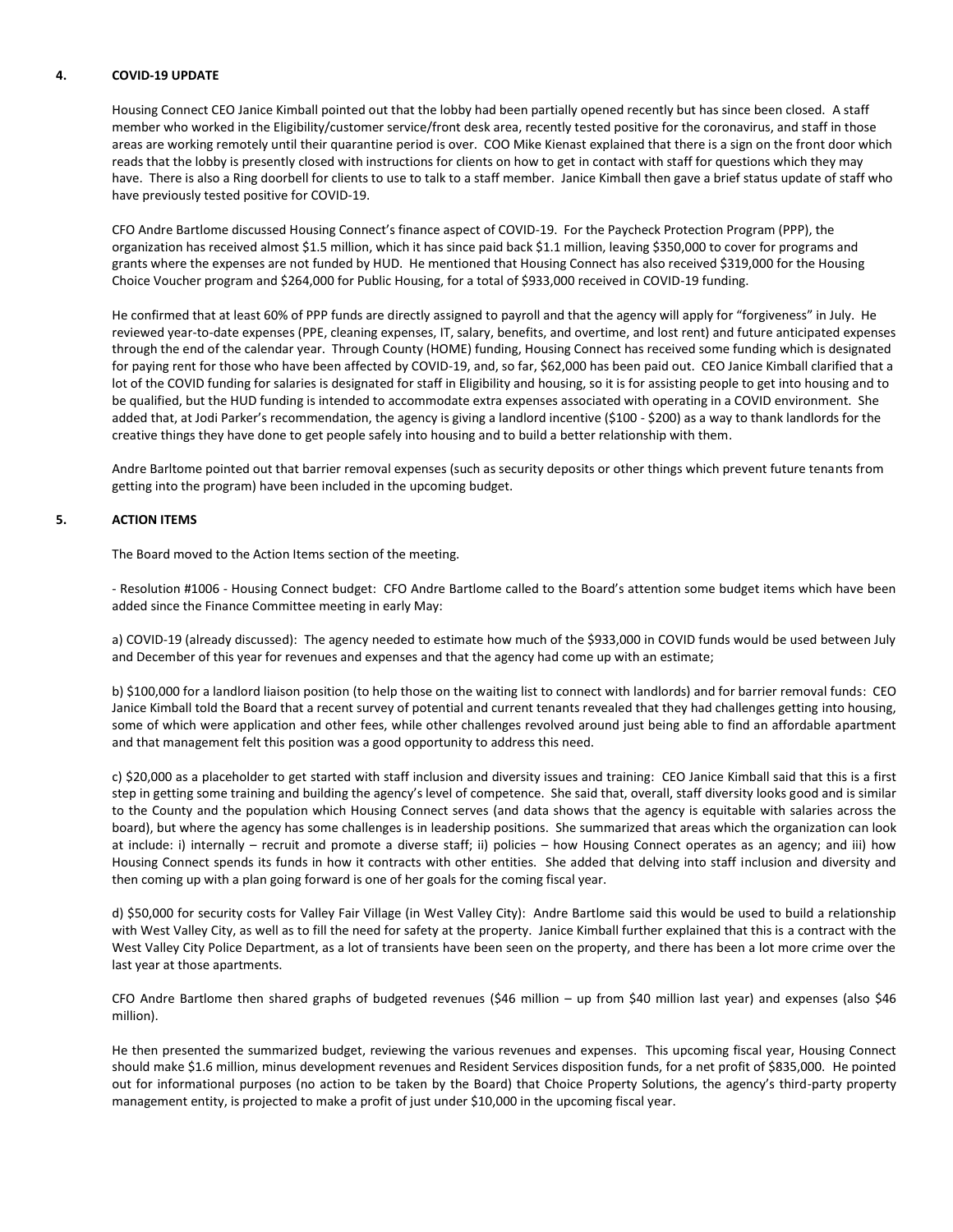## 4. COVID-19 UPDATE

Housing Connect CEO Janice Kimball pointed out that the lobby had been partially opened recently but has since been closed. A staff member who worked in the Eligibility/customer service/front desk area, recently tested positive for the coronavirus, and staff in those areas are working remotely until their quarantine period is over. COO Mike Kienast explained that there is a sign on the front door which reads that the lobby is presently closed with instructions for clients on how to get in contact with staff for questions which they may have. There is also a Ring doorbell for clients to use to talk to a staff member. Janice Kimball then gave a brief status update of staff who have previously tested positive for COVID-19.

CFO Andre Bartlome discussed Housing Connect's finance aspect of COVID-19. For the Paycheck Protection Program (PPP), the organization has received almost $1.5 million, which it has since paid back $1.1 million, leaving $350,000 to cover for programs and grants where the expenses are not funded by HUD. He mentioned that Housing Connect has also received $319,000 for the Housing Choice Voucher program and $264,000 for Public Housing, for a total of $933,000 received in COVID-19 funding.

He confirmed that at least 60% of PPP funds are directly assigned to payroll and that the agency will apply for "forgiveness" in July. He reviewed year-to-date expenses (PPE, cleaning expenses, IT, salary, benefits, and overtime, and lost rent) and future anticipated expenses through the end of the calendar year. Through County (HOME) funding, Housing Connect has received some funding which is designated for paying rent for those who have been affected by COVID-19, and, so far, $62,000 has been paid out. CEO Janice Kimball clarified that a lot of the COVID funding for salaries is designated for staff in Eligibility and housing, so it is for assisting people to get into housing and to be qualified, but the HUD funding is intended to accommodate extra expenses associated with operating in a COVID environment. She added that, at Jodi Parker's recommendation, the agency is giving a landlord incentive ($100 - $200) as a way to thank landlords for the creative things they have done to get people safely into housing and to build a better relationship with them.

Andre Barltome pointed out that barrier removal expenses (such as security deposits or other things which prevent future tenants from getting into the program) have been included in the upcoming budget.

## 5. ACTION ITEMS

The Board moved to the Action Items section of the meeting.

- Resolution #1006 - Housing Connect budget: CFO Andre Bartlome called to the Board's attention some budget items which have been added since the Finance Committee meeting in early May:

a) COVID-19 (already discussed): The agency needed to estimate how much of the $933,000 in COVID funds would be used between July and December of this year for revenues and expenses and that the agency had come up with an estimate;

b) $100,000 for a landlord liaison position (to help those on the waiting list to connect with landlords) and for barrier removal funds: CEO Janice Kimball told the Board that a recent survey of potential and current tenants revealed that they had challenges getting into housing, some of which were application and other fees, while other challenges revolved around just being able to find an affordable apartment and that management felt this position was a good opportunity to address this need.

c) $20,000 as a placeholder to get started with staff inclusion and diversity issues and training: CEO Janice Kimball said that this is a first step in getting some training and building the agency's level of competence. She said that, overall, staff diversity looks good and is similar to the County and the population which Housing Connect serves (and data shows that the agency is equitable with salaries across the board), but where the agency has some challenges is in leadership positions. She summarized that areas which the organization can look at include: i) internally – recruit and promote a diverse staff; ii) policies – how Housing Connect operates as an agency; and iii) how Housing Connect spends its funds in how it contracts with other entities. She added that delving into staff inclusion and diversity and then coming up with a plan going forward is one of her goals for the coming fiscal year.

d) $50,000 for security costs for Valley Fair Village (in West Valley City): Andre Bartlome said this would be used to build a relationship with West Valley City, as well as to fill the need for safety at the property. Janice Kimball further explained that this is a contract with the West Valley City Police Department, as a lot of transients have been seen on the property, and there has been a lot more crime over the last year at those apartments.

CFO Andre Bartlome then shared graphs of budgeted revenues ($46 million – up from $40 million last year) and expenses (also $46 million).

He then presented the summarized budget, reviewing the various revenues and expenses. This upcoming fiscal year, Housing Connect should make $1.6 million, minus development revenues and Resident Services disposition funds, for a net profit of $835,000. He pointed out for informational purposes (no action to be taken by the Board) that Choice Property Solutions, the agency's third-party property management entity, is projected to make a profit of just under $10,000 in the upcoming fiscal year.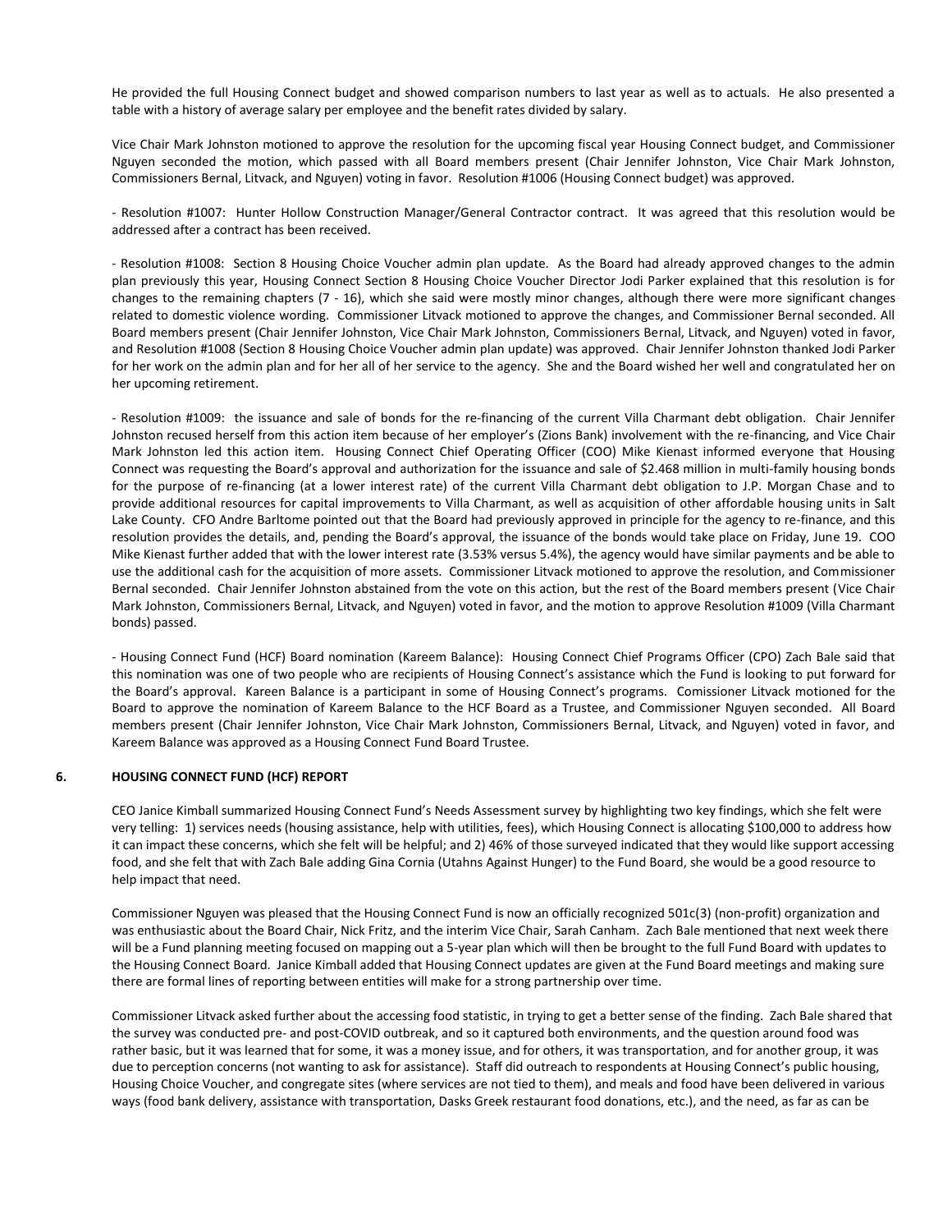He provided the full Housing Connect budget and showed comparison numbers to last year as well as to actuals. He also presented a table with a history of average salary per employee and the benefit rates divided by salary.

Vice Chair Mark Johnston motioned to approve the resolution for the upcoming fiscal year Housing Connect budget, and Commissioner Nguyen seconded the motion, which passed with all Board members present (Chair Jennifer Johnston, Vice Chair Mark Johnston, Commissioners Bernal, Litvack, and Nguyen) voting in favor. Resolution #1006 (Housing Connect budget) was approved.

- Resolution #1007: Hunter Hollow Construction Manager/General Contractor contract. It was agreed that this resolution would be addressed after a contract has been received.

- Resolution #1008: Section 8 Housing Choice Voucher admin plan update. As the Board had already approved changes to the admin plan previously this year, Housing Connect Section 8 Housing Choice Voucher Director Jodi Parker explained that this resolution is for changes to the remaining chapters (7 - 16), which she said were mostly minor changes, although there were more significant changes related to domestic violence wording. Commissioner Litvack motioned to approve the changes, and Commissioner Bernal seconded. All Board members present (Chair Jennifer Johnston, Vice Chair Mark Johnston, Commissioners Bernal, Litvack, and Nguyen) voted in favor, and Resolution #1008 (Section 8 Housing Choice Voucher admin plan update) was approved. Chair Jennifer Johnston thanked Jodi Parker for her work on the admin plan and for her all of her service to the agency. She and the Board wished her well and congratulated her on her upcoming retirement.

- Resolution #1009: the issuance and sale of bonds for the re-financing of the current Villa Charmant debt obligation. Chair Jennifer Johnston recused herself from this action item because of her employer's (Zions Bank) involvement with the re-financing, and Vice Chair Mark Johnston led this action item. Housing Connect Chief Operating Officer (COO) Mike Kienast informed everyone that Housing Connect was requesting the Board's approval and authorization for the issuance and sale of $2.468 million in multi-family housing bonds for the purpose of re-financing (at a lower interest rate) of the current Villa Charmant debt obligation to J.P. Morgan Chase and to provide additional resources for capital improvements to Villa Charmant, as well as acquisition of other affordable housing units in Salt Lake County. CFO Andre Barltome pointed out that the Board had previously approved in principle for the agency to re-finance, and this resolution provides the details, and, pending the Board's approval, the issuance of the bonds would take place on Friday, June 19. COO Mike Kienast further added that with the lower interest rate (3.53% versus 5.4%), the agency would have similar payments and be able to use the additional cash for the acquisition of more assets. Commissioner Litvack motioned to approve the resolution, and Commissioner Bernal seconded. Chair Jennifer Johnston abstained from the vote on this action, but the rest of the Board members present (Vice Chair Mark Johnston, Commissioners Bernal, Litvack, and Nguyen) voted in favor, and the motion to approve Resolution #1009 (Villa Charmant bonds) passed.

- Housing Connect Fund (HCF) Board nomination (Kareem Balance): Housing Connect Chief Programs Officer (CPO) Zach Bale said that this nomination was one of two people who are recipients of Housing Connect's assistance which the Fund is looking to put forward for the Board's approval. Kareen Balance is a participant in some of Housing Connect's programs. Comissioner Litvack motioned for the Board to approve the nomination of Kareem Balance to the HCF Board as a Trustee, and Commissioner Nguyen seconded. All Board members present (Chair Jennifer Johnston, Vice Chair Mark Johnston, Commissioners Bernal, Litvack, and Nguyen) voted in favor, and Kareem Balance was approved as a Housing Connect Fund Board Trustee.

## 6. HOUSING CONNECT FUND (HCF) REPORT

CEO Janice Kimball summarized Housing Connect Fund's Needs Assessment survey by highlighting two key findings, which she felt were very telling: 1) services needs (housing assistance, help with utilities, fees), which Housing Connect is allocating $100,000 to address how it can impact these concerns, which she felt will be helpful; and 2) 46% of those surveyed indicated that they would like support accessing food, and she felt that with Zach Bale adding Gina Cornia (Utahns Against Hunger) to the Fund Board, she would be a good resource to help impact that need.

Commissioner Nguyen was pleased that the Housing Connect Fund is now an officially recognized 501c(3) (non-profit) organization and was enthusiastic about the Board Chair, Nick Fritz, and the interim Vice Chair, Sarah Canham. Zach Bale mentioned that next week there will be a Fund planning meeting focused on mapping out a 5-year plan which will then be brought to the full Fund Board with updates to the Housing Connect Board. Janice Kimball added that Housing Connect updates are given at the Fund Board meetings and making sure there are formal lines of reporting between entities will make for a strong partnership over time.

Commissioner Litvack asked further about the accessing food statistic, in trying to get a better sense of the finding. Zach Bale shared that the survey was conducted pre- and post-COVID outbreak, and so it captured both environments, and the question around food was rather basic, but it was learned that for some, it was a money issue, and for others, it was transportation, and for another group, it was due to perception concerns (not wanting to ask for assistance). Staff did outreach to respondents at Housing Connect's public housing, Housing Choice Voucher, and congregate sites (where services are not tied to them), and meals and food have been delivered in various ways (food bank delivery, assistance with transportation, Dasks Greek restaurant food donations, etc.), and the need, as far as can be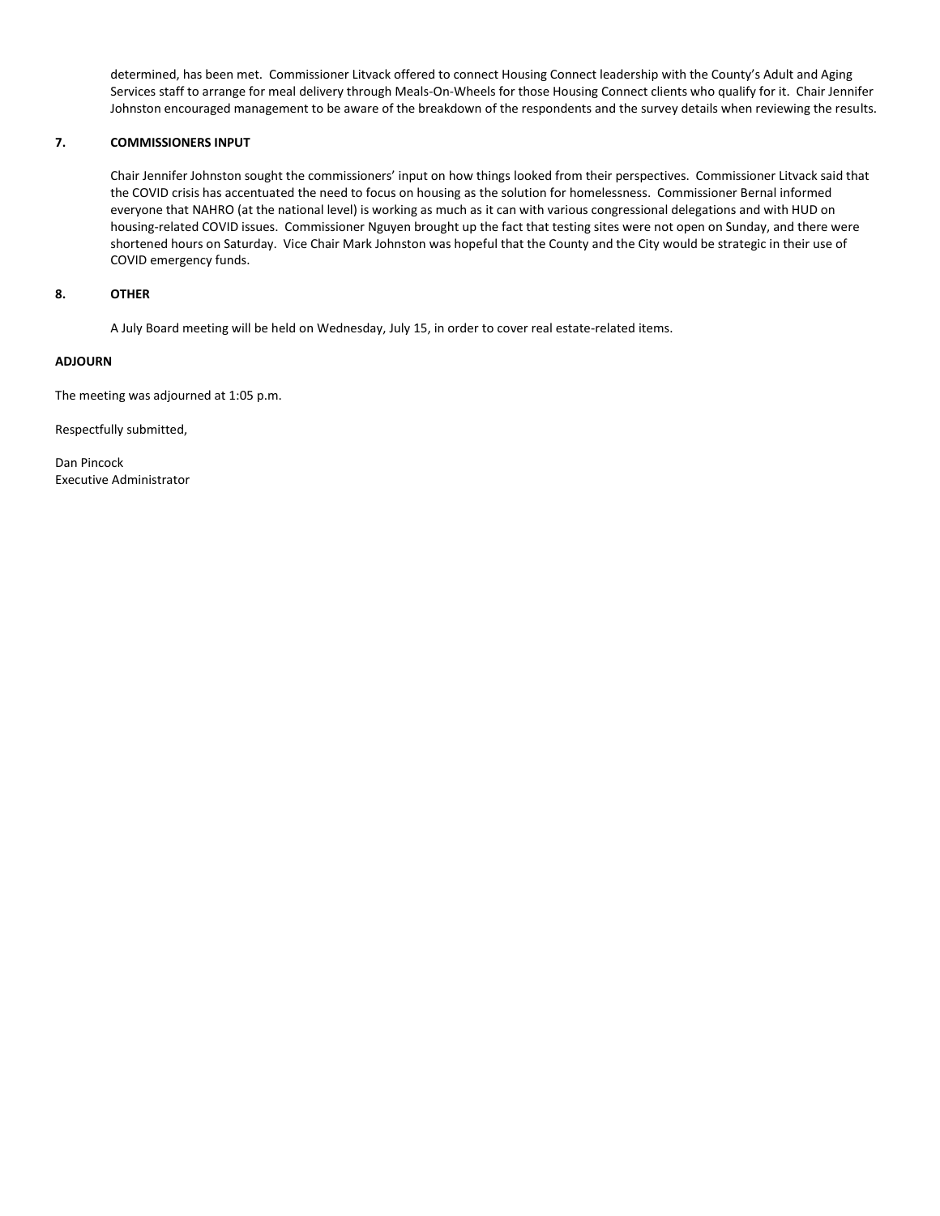determined, has been met. Commissioner Litvack offered to connect Housing Connect leadership with the County's Adult and Aging Services staff to arrange for meal delivery through Meals-On-Wheels for those Housing Connect clients who qualify for it. Chair Jennifer Johnston encouraged management to be aware of the breakdown of the respondents and the survey details when reviewing the results.

**7. COMMISSIONERS INPUT**

Chair Jennifer Johnston sought the commissioners' input on how things looked from their perspectives. Commissioner Litvack said that the COVID crisis has accentuated the need to focus on housing as the solution for homelessness. Commissioner Bernal informed everyone that NAHRO (at the national level) is working as much as it can with various congressional delegations and with HUD on housing-related COVID issues. Commissioner Nguyen brought up the fact that testing sites were not open on Sunday, and there were shortened hours on Saturday. Vice Chair Mark Johnston was hopeful that the County and the City would be strategic in their use of COVID emergency funds.

**8. OTHER**

A July Board meeting will be held on Wednesday, July 15, in order to cover real estate-related items.

**ADJOURN**

The meeting was adjourned at 1:05 p.m.

Respectfully submitted,

Dan Pincock
Executive Administrator